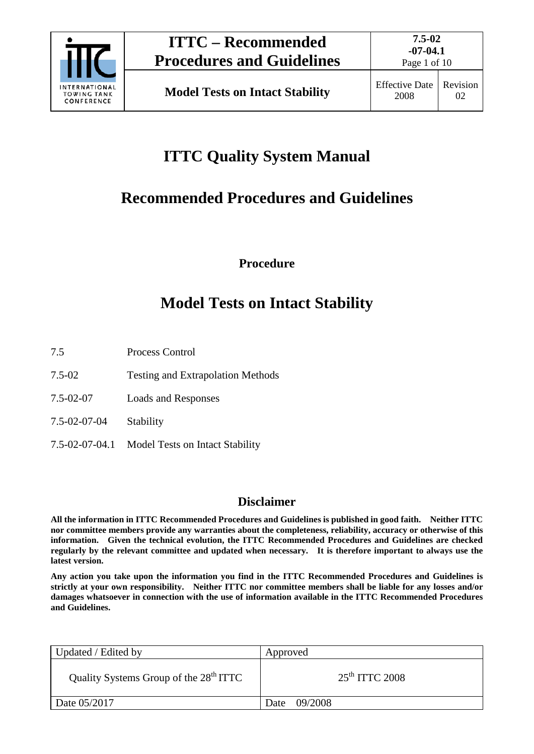# ITTC Quality System Manual

# Recommended Procedures and Guidelines

**Procedure**

# Model Tests on Intact Stability

7.5 Process Control

7.5-02 Testing and Extrapolation Methods

7.5-02-07 Loads and Responses

7.5-02-07-04 Stability

7.5-02-07-04.1 Model Tests on Intact Stability

## Disclaimer

**All the information in ITTC Recommended Procedures and Guidelines is published in good faith. Neither ITTC nor committee members provide any warranties about the completeness, reliability, accuracy or otherwise of this information. Given the technical evolution, the ITTC Recommended Procedures and Guidelines are checked regularly by the relevant committee and updated when necessary. It is therefore important to always use the latest version.**

**Any action you take upon the information you find in the ITTC Recommended Procedures and Guidelines is strictly at your own responsibility. Neither ITTC nor committee members shall be liable for any losses and/or damages whatsoever in connection with the use of information available in the ITTC Recommended Procedures and Guidelines.**

| Updated / Edited by | Approved |
|---|---|
| Quality Systems Group of the 28th ITTC | 25th ITTC 2008 |
| Date 05/2017 | Date 09/2008 |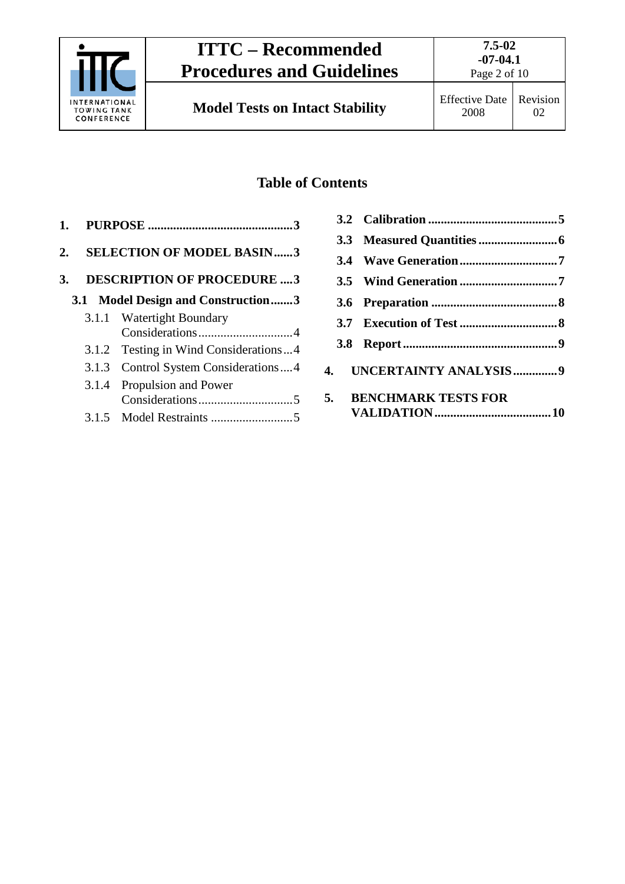## Table of Contents

1. PURPOSE .....3
2. SELECTION OF MODEL BASIN .....3
3. DESCRIPTION OF PROCEDURE .....3
   - 3.1 Model Design and Construction .....3
     - 3.1.1 Watertight Boundary Considerations .....4
     - 3.1.2 Testing in Wind Considerations .....4
     - 3.1.3 Control System Considerations .....4
     - 3.1.4 Propulsion and Power Considerations .....5
     - 3.1.5 Model Restraints .....5
   - 3.2 Calibration .....5
   - 3.3 Measured Quantities .....6
   - 3.4 Wave Generation .....7
   - 3.5 Wind Generation .....7
   - 3.6 Preparation .....8
   - 3.7 Execution of Test .....8
   - 3.8 Report .....9
4. UNCERTAINTY ANALYSIS .....9
5. BENCHMARK TESTS FOR VALIDATION .....10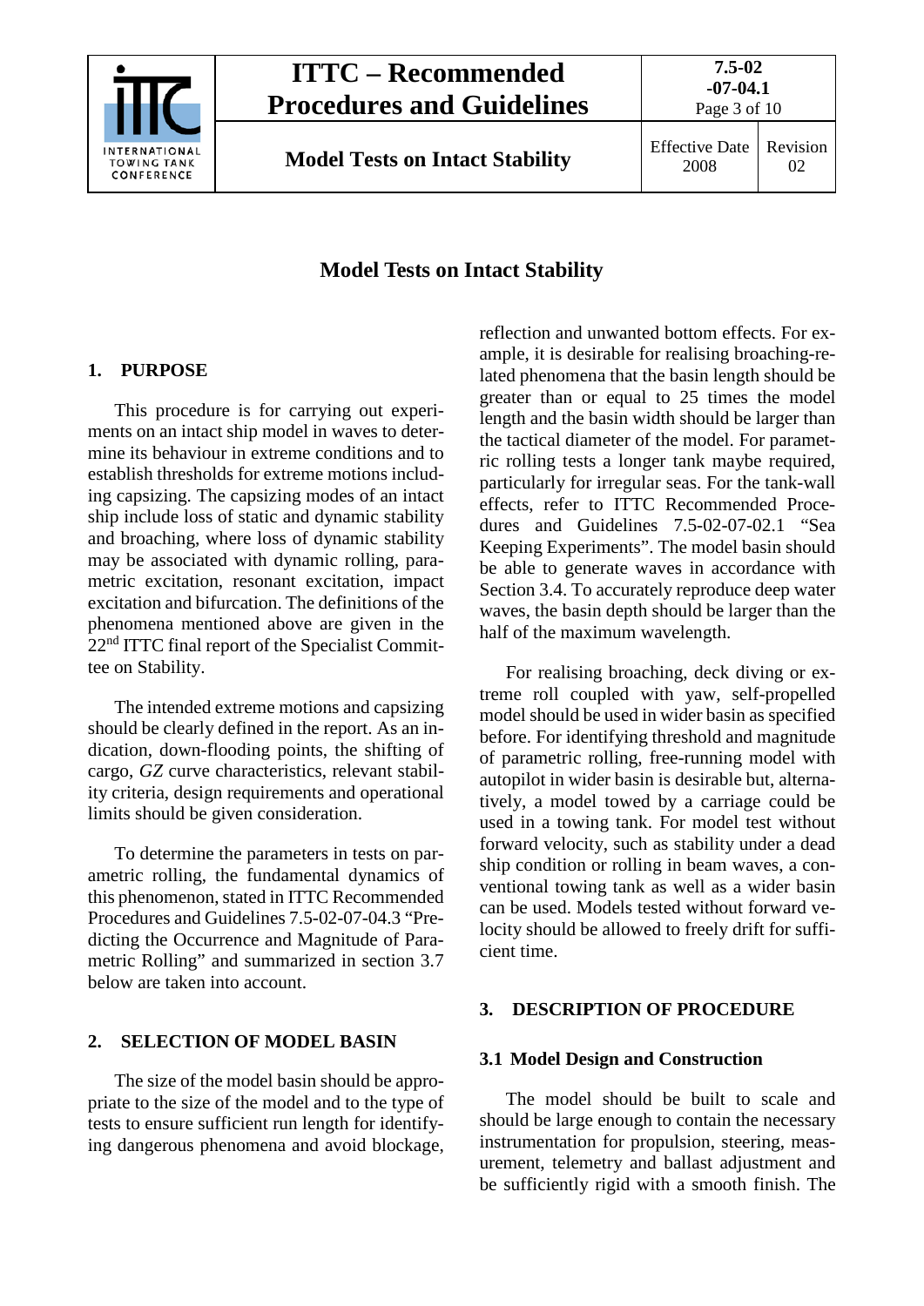# Model Tests on Intact Stability

## 1. PURPOSE

This procedure is for carrying out experiments on an intact ship model in waves to determine its behaviour in extreme conditions and to establish thresholds for extreme motions including capsizing. The capsizing modes of an intact ship include loss of static and dynamic stability and broaching, where loss of dynamic stability may be associated with dynamic rolling, parametric excitation, resonant excitation, impact excitation and bifurcation. The definitions of the phenomena mentioned above are given in the 22nd ITTC final report of the Specialist Committee on Stability.

The intended extreme motions and capsizing should be clearly defined in the report. As an indication, down-flooding points, the shifting of cargo, *GZ* curve characteristics, relevant stability criteria, design requirements and operational limits should be given consideration.

To determine the parameters in tests on parametric rolling, the fundamental dynamics of this phenomenon, stated in ITTC Recommended Procedures and Guidelines 7.5-02-07-04.3 "Predicting the Occurrence and Magnitude of Parametric Rolling" and summarized in section 3.7 below are taken into account.

## 2. SELECTION OF MODEL BASIN

The size of the model basin should be appropriate to the size of the model and to the type of tests to ensure sufficient run length for identifying dangerous phenomena and avoid blockage, reflection and unwanted bottom effects. For example, it is desirable for realising broaching-related phenomena that the basin length should be greater than or equal to 25 times the model length and the basin width should be larger than the tactical diameter of the model. For parametric rolling tests a longer tank maybe required, particularly for irregular seas. For the tank-wall effects, refer to ITTC Recommended Procedures and Guidelines 7.5-02-07-02.1 "Sea Keeping Experiments". The model basin should be able to generate waves in accordance with Section 3.4. To accurately reproduce deep water waves, the basin depth should be larger than the half of the maximum wavelength.

For realising broaching, deck diving or extreme roll coupled with yaw, self-propelled model should be used in wider basin as specified before. For identifying threshold and magnitude of parametric rolling, free-running model with autopilot in wider basin is desirable but, alternatively, a model towed by a carriage could be used in a towing tank. For model test without forward velocity, such as stability under a dead ship condition or rolling in beam waves, a conventional towing tank as well as a wider basin can be used. Models tested without forward velocity should be allowed to freely drift for sufficient time.

## 3. DESCRIPTION OF PROCEDURE

### 3.1 Model Design and Construction

The model should be built to scale and should be large enough to contain the necessary instrumentation for propulsion, steering, measurement, telemetry and ballast adjustment and be sufficiently rigid with a smooth finish. The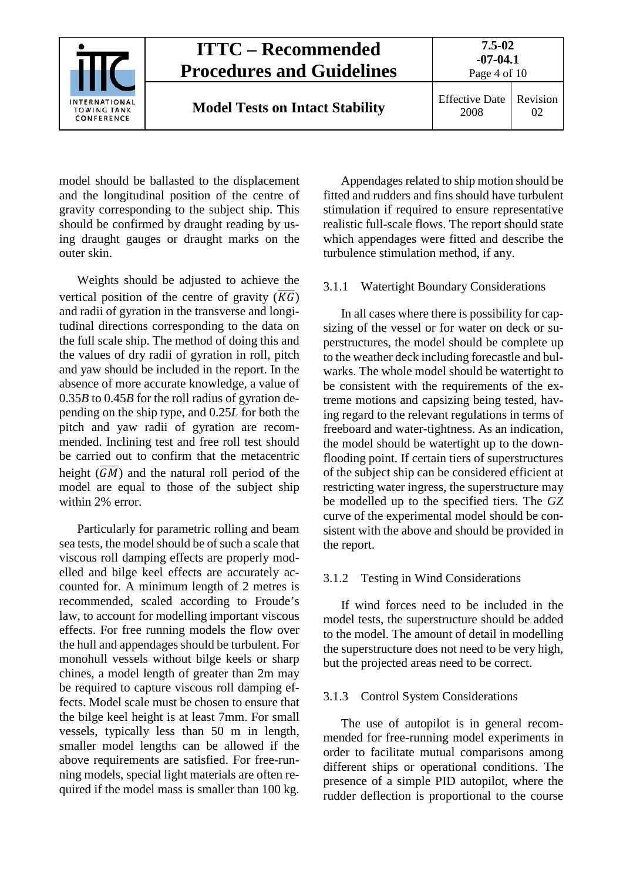model should be ballasted to the displacement and the longitudinal position of the centre of gravity corresponding to the subject ship. This should be confirmed by draught reading by using draught gauges or draught marks on the outer skin.

Weights should be adjusted to achieve the vertical position of the centre of gravity ($\overline{KG}$) and radii of gyration in the transverse and longitudinal directions corresponding to the data on the full scale ship. The method of doing this and the values of dry radii of gyration in roll, pitch and yaw should be included in the report. In the absence of more accurate knowledge, a value of $0.35B$ to $0.45B$ for the roll radius of gyration depending on the ship type, and $0.25L$ for both the pitch and yaw radii of gyration are recommended. Inclining test and free roll test should be carried out to confirm that the metacentric height ($\overline{GM}$) and the natural roll period of the model are equal to those of the subject ship within 2% error.

Particularly for parametric rolling and beam sea tests, the model should be of such a scale that viscous roll damping effects are properly modelled and bilge keel effects are accurately accounted for. A minimum length of 2 metres is recommended, scaled according to Froude's law, to account for modelling important viscous effects. For free running models the flow over the hull and appendages should be turbulent. For monohull vessels without bilge keels or sharp chines, a model length of greater than 2m may be required to capture viscous roll damping effects. Model scale must be chosen to ensure that the bilge keel height is at least 7mm. For small vessels, typically less than 50 m in length, smaller model lengths can be allowed if the above requirements are satisfied. For free-running models, special light materials are often required if the model mass is smaller than 100 kg.

Appendages related to ship motion should be fitted and rudders and fins should have turbulent stimulation if required to ensure representative realistic full-scale flows. The report should state which appendages were fitted and describe the turbulence stimulation method, if any.

### 3.1.1 Watertight Boundary Considerations

In all cases where there is possibility for capsizing of the vessel or for water on deck or superstructures, the model should be complete up to the weather deck including forecastle and bulwarks. The whole model should be watertight to be consistent with the requirements of the extreme motions and capsizing being tested, having regard to the relevant regulations in terms of freeboard and water-tightness. As an indication, the model should be watertight up to the downflooding point. If certain tiers of superstructures of the subject ship can be considered efficient at restricting water ingress, the superstructure may be modelled up to the specified tiers. The *GZ* curve of the experimental model should be consistent with the above and should be provided in the report.

### 3.1.2 Testing in Wind Considerations

If wind forces need to be included in the model tests, the superstructure should be added to the model. The amount of detail in modelling the superstructure does not need to be very high, but the projected areas need to be correct.

### 3.1.3 Control System Considerations

The use of autopilot is in general recommended for free-running model experiments in order to facilitate mutual comparisons among different ships or operational conditions. The presence of a simple PID autopilot, where the rudder deflection is proportional to the course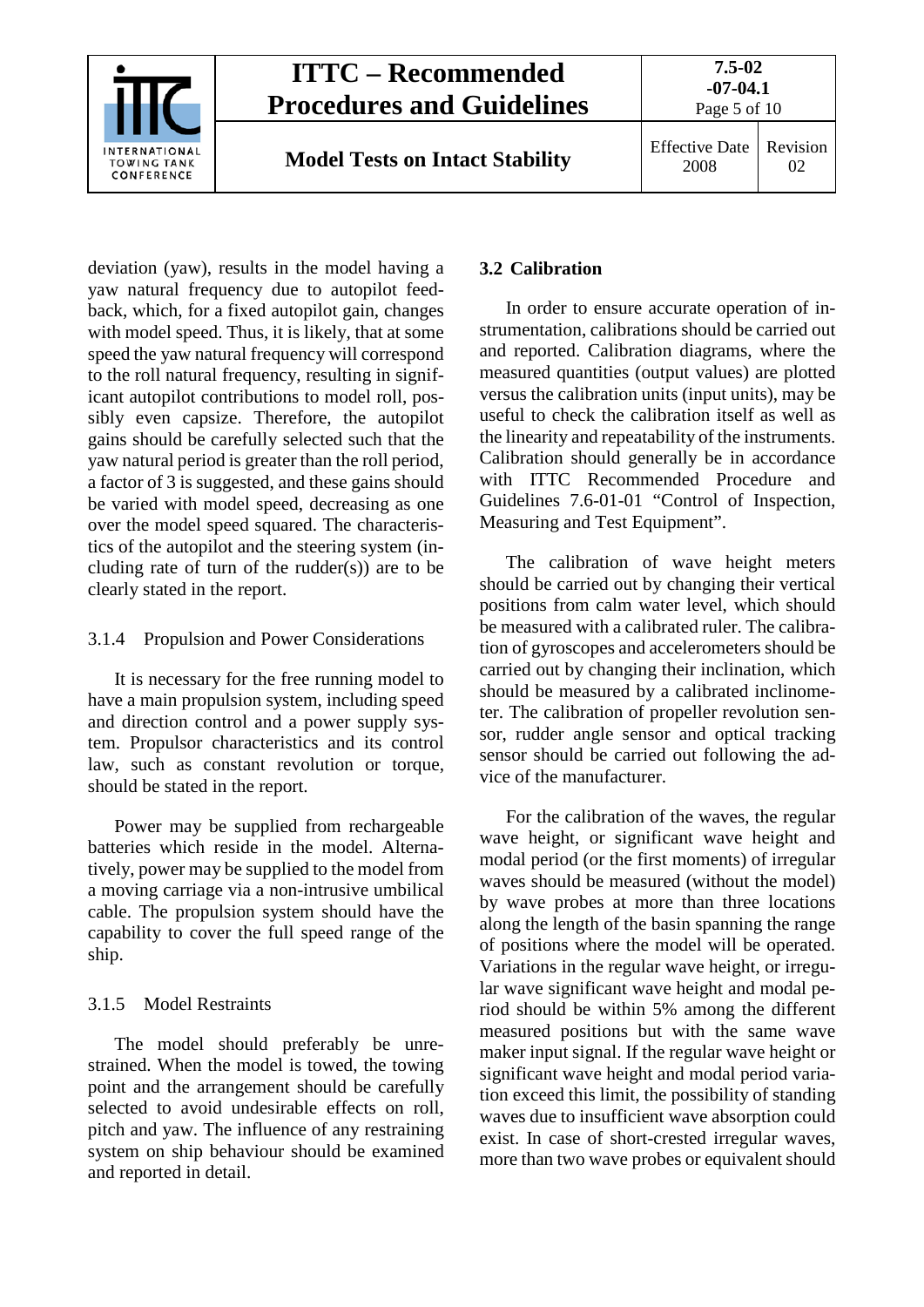deviation (yaw), results in the model having a yaw natural frequency due to autopilot feedback, which, for a fixed autopilot gain, changes with model speed. Thus, it is likely, that at some speed the yaw natural frequency will correspond to the roll natural frequency, resulting in significant autopilot contributions to model roll, possibly even capsize. Therefore, the autopilot gains should be carefully selected such that the yaw natural period is greater than the roll period, a factor of 3 is suggested, and these gains should be varied with model speed, decreasing as one over the model speed squared. The characteristics of the autopilot and the steering system (including rate of turn of the rudder(s)) are to be clearly stated in the report.

### 3.1.4 Propulsion and Power Considerations

It is necessary for the free running model to have a main propulsion system, including speed and direction control and a power supply system. Propulsor characteristics and its control law, such as constant revolution or torque, should be stated in the report.

Power may be supplied from rechargeable batteries which reside in the model. Alternatively, power may be supplied to the model from a moving carriage via a non-intrusive umbilical cable. The propulsion system should have the capability to cover the full speed range of the ship.

### 3.1.5 Model Restraints

The model should preferably be unrestrained. When the model is towed, the towing point and the arrangement should be carefully selected to avoid undesirable effects on roll, pitch and yaw. The influence of any restraining system on ship behaviour should be examined and reported in detail.

## 3.2 Calibration

In order to ensure accurate operation of instrumentation, calibrations should be carried out and reported. Calibration diagrams, where the measured quantities (output values) are plotted versus the calibration units (input units), may be useful to check the calibration itself as well as the linearity and repeatability of the instruments. Calibration should generally be in accordance with ITTC Recommended Procedure and Guidelines 7.6-01-01 "Control of Inspection, Measuring and Test Equipment".

The calibration of wave height meters should be carried out by changing their vertical positions from calm water level, which should be measured with a calibrated ruler. The calibration of gyroscopes and accelerometers should be carried out by changing their inclination, which should be measured by a calibrated inclinometer. The calibration of propeller revolution sensor, rudder angle sensor and optical tracking sensor should be carried out following the advice of the manufacturer.

For the calibration of the waves, the regular wave height, or significant wave height and modal period (or the first moments) of irregular waves should be measured (without the model) by wave probes at more than three locations along the length of the basin spanning the range of positions where the model will be operated. Variations in the regular wave height, or irregular wave significant wave height and modal period should be within 5% among the different measured positions but with the same wave maker input signal. If the regular wave height or significant wave height and modal period variation exceed this limit, the possibility of standing waves due to insufficient wave absorption could exist. In case of short-crested irregular waves, more than two wave probes or equivalent should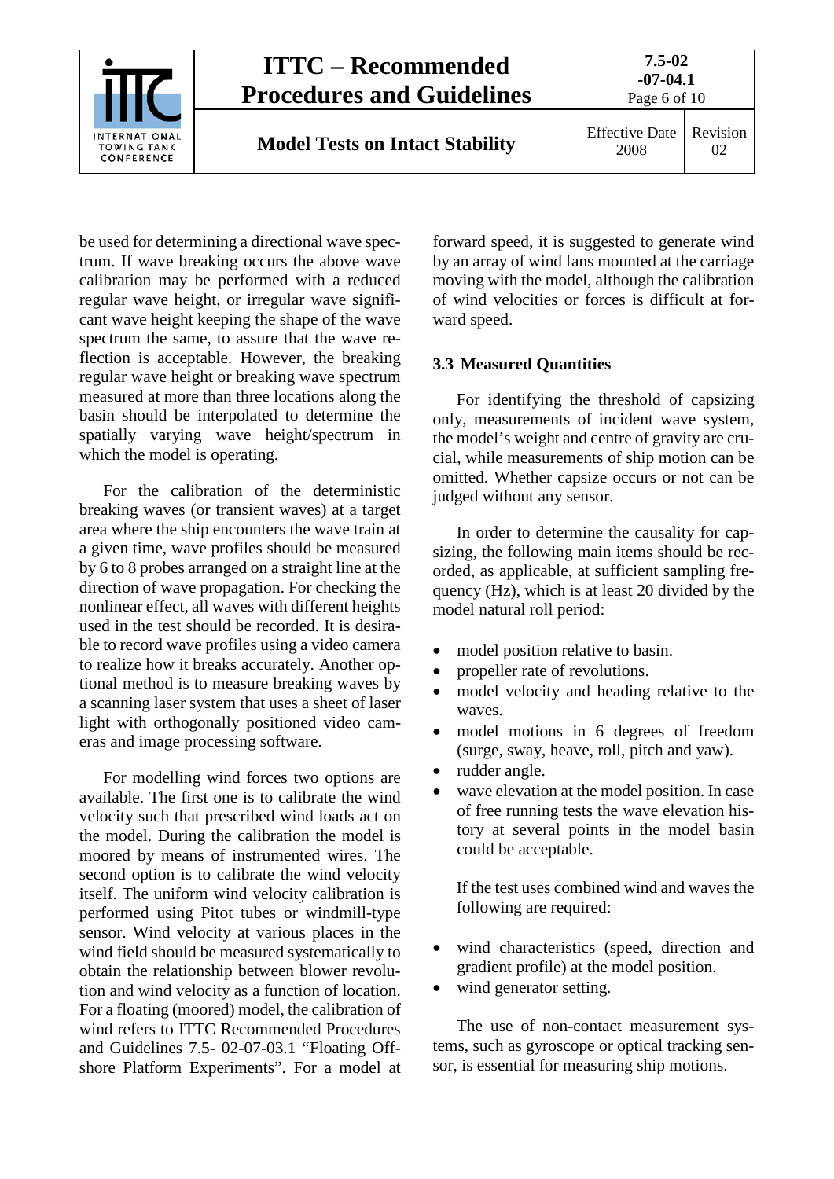be used for determining a directional wave spectrum. If wave breaking occurs the above wave calibration may be performed with a reduced regular wave height, or irregular wave significant wave height keeping the shape of the wave spectrum the same, to assure that the wave reflection is acceptable. However, the breaking regular wave height or breaking wave spectrum measured at more than three locations along the basin should be interpolated to determine the spatially varying wave height/spectrum in which the model is operating.

For the calibration of the deterministic breaking waves (or transient waves) at a target area where the ship encounters the wave train at a given time, wave profiles should be measured by 6 to 8 probes arranged on a straight line at the direction of wave propagation. For checking the nonlinear effect, all waves with different heights used in the test should be recorded. It is desirable to record wave profiles using a video camera to realize how it breaks accurately. Another optional method is to measure breaking waves by a scanning laser system that uses a sheet of laser light with orthogonally positioned video cameras and image processing software.

For modelling wind forces two options are available. The first one is to calibrate the wind velocity such that prescribed wind loads act on the model. During the calibration the model is moored by means of instrumented wires. The second option is to calibrate the wind velocity itself. The uniform wind velocity calibration is performed using Pitot tubes or windmill-type sensor. Wind velocity at various places in the wind field should be measured systematically to obtain the relationship between blower revolution and wind velocity as a function of location. For a floating (moored) model, the calibration of wind refers to ITTC Recommended Procedures and Guidelines 7.5- 02-07-03.1 “Floating Offshore Platform Experiments”. For a model at forward speed, it is suggested to generate wind by an array of wind fans mounted at the carriage moving with the model, although the calibration of wind velocities or forces is difficult at forward speed.

### 3.3 Measured Quantities

For identifying the threshold of capsizing only, measurements of incident wave system, the model’s weight and centre of gravity are crucial, while measurements of ship motion can be omitted. Whether capsize occurs or not can be judged without any sensor.

In order to determine the causality for capsizing, the following main items should be recorded, as applicable, at sufficient sampling frequency (Hz), which is at least 20 divided by the model natural roll period:

- model position relative to basin.
- propeller rate of revolutions.
- model velocity and heading relative to the waves.
- model motions in 6 degrees of freedom (surge, sway, heave, roll, pitch and yaw).
- rudder angle.
- wave elevation at the model position. In case of free running tests the wave elevation history at several points in the model basin could be acceptable.

  If the test uses combined wind and waves the following are required:

- wind characteristics (speed, direction and gradient profile) at the model position.
- wind generator setting.

The use of non-contact measurement systems, such as gyroscope or optical tracking sensor, is essential for measuring ship motions.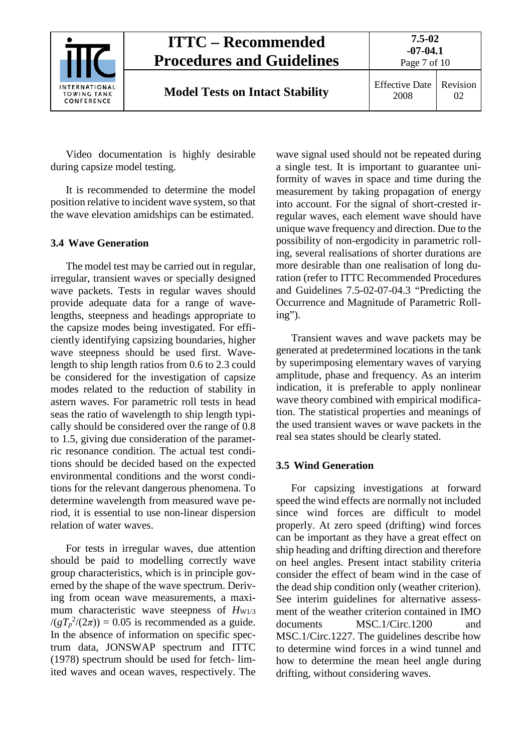Video documentation is highly desirable during capsize model testing.

It is recommended to determine the model position relative to incident wave system, so that the wave elevation amidships can be estimated.

### 3.4 Wave Generation

The model test may be carried out in regular, irregular, transient waves or specially designed wave packets. Tests in regular waves should provide adequate data for a range of wavelengths, steepness and headings appropriate to the capsize modes being investigated. For efficiently identifying capsizing boundaries, higher wave steepness should be used first. Wavelength to ship length ratios from 0.6 to 2.3 could be considered for the investigation of capsize modes related to the reduction of stability in astern waves. For parametric roll tests in head seas the ratio of wavelength to ship length typically should be considered over the range of 0.8 to 1.5, giving due consideration of the parametric resonance condition. The actual test conditions should be decided based on the expected environmental conditions and the worst conditions for the relevant dangerous phenomena. To determine wavelength from measured wave period, it is essential to use non-linear dispersion relation of water waves.

For tests in irregular waves, due attention should be paid to modelling correctly wave group characteristics, which is in principle governed by the shape of the wave spectrum. Deriving from ocean wave measurements, a maximum characteristic wave steepness of $H_{W1/3}/(gT_p^2/(2\pi)) = 0.05$ is recommended as a guide. In the absence of information on specific spectrum data, JONSWAP spectrum and ITTC (1978) spectrum should be used for fetch- limited waves and ocean waves, respectively. The wave signal used should not be repeated during a single test. It is important to guarantee uniformity of waves in space and time during the measurement by taking propagation of energy into account. For the signal of short-crested irregular waves, each element wave should have unique wave frequency and direction. Due to the possibility of non-ergodicity in parametric rolling, several realisations of shorter durations are more desirable than one realisation of long duration (refer to ITTC Recommended Procedures and Guidelines 7.5-02-07-04.3 “Predicting the Occurrence and Magnitude of Parametric Rolling”).

Transient waves and wave packets may be generated at predetermined locations in the tank by superimposing elementary waves of varying amplitude, phase and frequency. As an interim indication, it is preferable to apply nonlinear wave theory combined with empirical modification. The statistical properties and meanings of the used transient waves or wave packets in the real sea states should be clearly stated.

### 3.5 Wind Generation

For capsizing investigations at forward speed the wind effects are normally not included since wind forces are difficult to model properly. At zero speed (drifting) wind forces can be important as they have a great effect on ship heading and drifting direction and therefore on heel angles. Present intact stability criteria consider the effect of beam wind in the case of the dead ship condition only (weather criterion). See interim guidelines for alternative assessment of the weather criterion contained in IMO documents MSC.1/Circ.1200 and MSC.1/Circ.1227. The guidelines describe how to determine wind forces in a wind tunnel and how to determine the mean heel angle during drifting, without considering waves.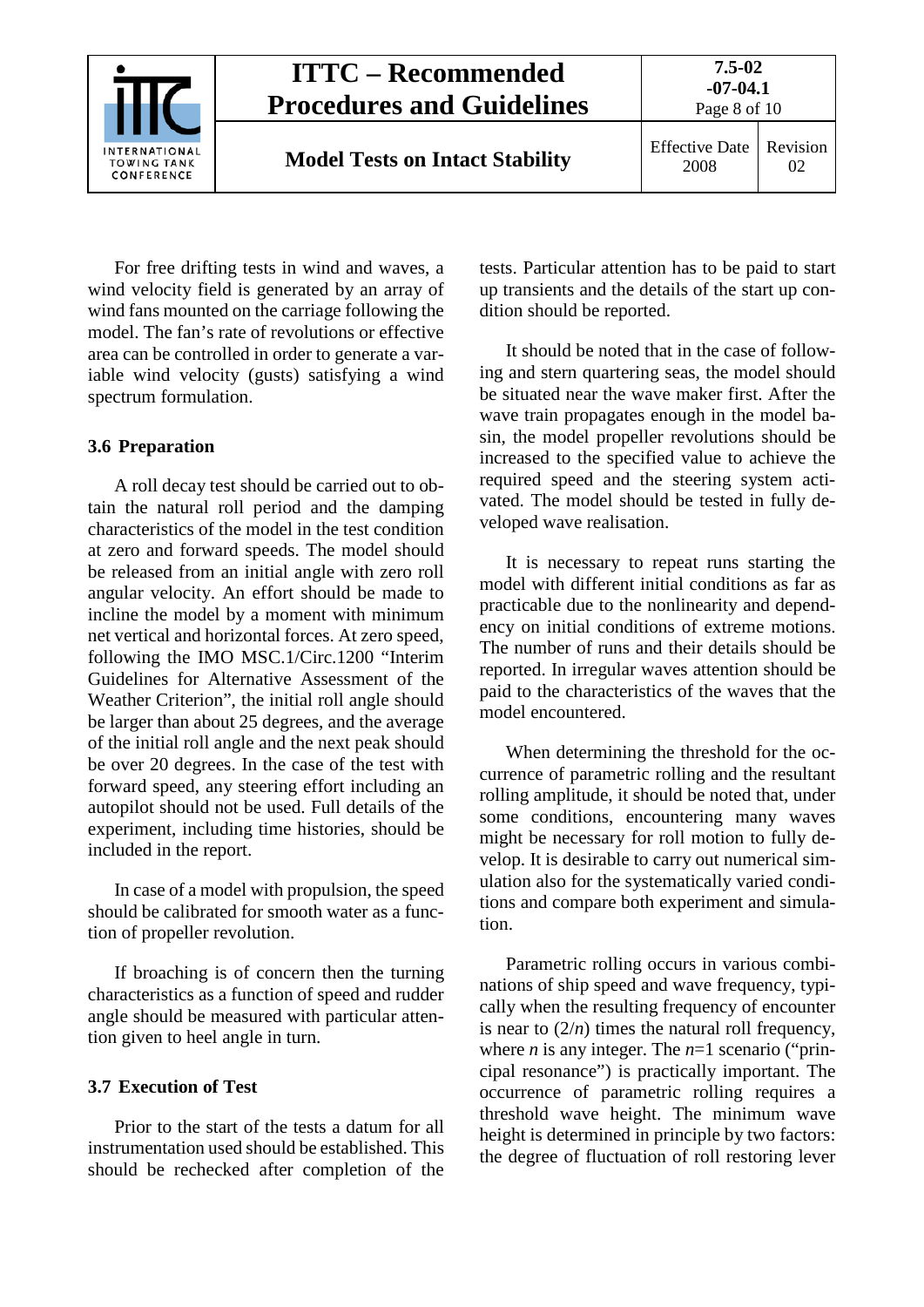For free drifting tests in wind and waves, a wind velocity field is generated by an array of wind fans mounted on the carriage following the model. The fan's rate of revolutions or effective area can be controlled in order to generate a variable wind velocity (gusts) satisfying a wind spectrum formulation.

### 3.6 Preparation

A roll decay test should be carried out to obtain the natural roll period and the damping characteristics of the model in the test condition at zero and forward speeds. The model should be released from an initial angle with zero roll angular velocity. An effort should be made to incline the model by a moment with minimum net vertical and horizontal forces. At zero speed, following the IMO MSC.1/Circ.1200 "Interim Guidelines for Alternative Assessment of the Weather Criterion", the initial roll angle should be larger than about 25 degrees, and the average of the initial roll angle and the next peak should be over 20 degrees. In the case of the test with forward speed, any steering effort including an autopilot should not be used. Full details of the experiment, including time histories, should be included in the report.

In case of a model with propulsion, the speed should be calibrated for smooth water as a function of propeller revolution.

If broaching is of concern then the turning characteristics as a function of speed and rudder angle should be measured with particular attention given to heel angle in turn.

### 3.7 Execution of Test

Prior to the start of the tests a datum for all instrumentation used should be established. This should be rechecked after completion of the tests. Particular attention has to be paid to start up transients and the details of the start up condition should be reported.

It should be noted that in the case of following and stern quartering seas, the model should be situated near the wave maker first. After the wave train propagates enough in the model basin, the model propeller revolutions should be increased to the specified value to achieve the required speed and the steering system activated. The model should be tested in fully developed wave realisation.

It is necessary to repeat runs starting the model with different initial conditions as far as practicable due to the nonlinearity and dependency on initial conditions of extreme motions. The number of runs and their details should be reported. In irregular waves attention should be paid to the characteristics of the waves that the model encountered.

When determining the threshold for the occurrence of parametric rolling and the resultant rolling amplitude, it should be noted that, under some conditions, encountering many waves might be necessary for roll motion to fully develop. It is desirable to carry out numerical simulation also for the systematically varied conditions and compare both experiment and simulation.

Parametric rolling occurs in various combinations of ship speed and wave frequency, typically when the resulting frequency of encounter is near to $(2/n)$ times the natural roll frequency, where $n$ is any integer. The $n$=1 scenario ("principal resonance") is practically important. The occurrence of parametric rolling requires a threshold wave height. The minimum wave height is determined in principle by two factors: the degree of fluctuation of roll restoring lever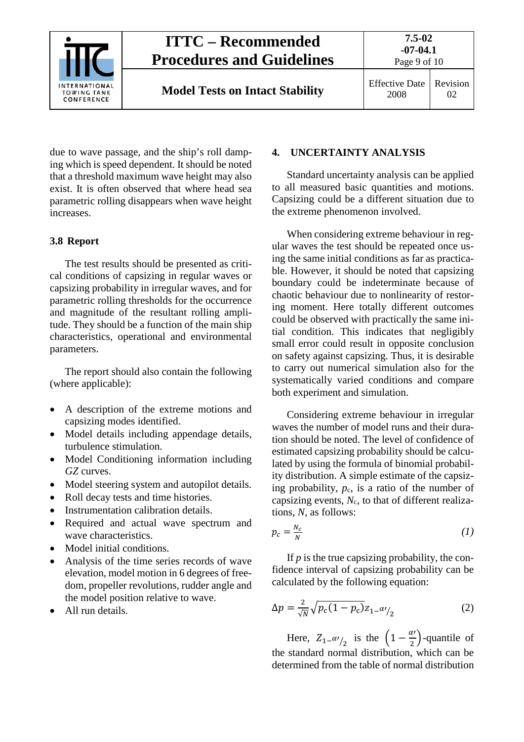due to wave passage, and the ship's roll damping which is speed dependent. It should be noted that a threshold maximum wave height may also exist. It is often observed that where head sea parametric rolling disappears when wave height increases.

### 3.8 Report

The test results should be presented as critical conditions of capsizing in regular waves or capsizing probability in irregular waves, and for parametric rolling thresholds for the occurrence and magnitude of the resultant rolling amplitude. They should be a function of the main ship characteristics, operational and environmental parameters.

The report should also contain the following (where applicable):

- A description of the extreme motions and capsizing modes identified.
- Model details including appendage details, turbulence stimulation.
- Model Conditioning information including *GZ* curves.
- Model steering system and autopilot details.
- Roll decay tests and time histories.
- Instrumentation calibration details.
- Required and actual wave spectrum and wave characteristics.
- Model initial conditions.
- Analysis of the time series records of wave elevation, model motion in 6 degrees of freedom, propeller revolutions, rudder angle and the model position relative to wave.
- All run details.

## 4. UNCERTAINTY ANALYSIS

Standard uncertainty analysis can be applied to all measured basic quantities and motions. Capsizing could be a different situation due to the extreme phenomenon involved.

When considering extreme behaviour in regular waves the test should be repeated once using the same initial conditions as far as practicable. However, it should be noted that capsizing boundary could be indeterminate because of chaotic behaviour due to nonlinearity of restoring moment. Here totally different outcomes could be observed with practically the same initial condition. This indicates that negligibly small error could result in opposite conclusion on safety against capsizing. Thus, it is desirable to carry out numerical simulation also for the systematically varied conditions and compare both experiment and simulation.

Considering extreme behaviour in irregular waves the number of model runs and their duration should be noted. The level of confidence of estimated capsizing probability should be calculated by using the formula of binomial probability distribution. A simple estimate of the capsizing probability, $p_c$, is a ratio of the number of capsizing events, $N_c$, to that of different realizations, $N$, as follows:

$$p_c = \frac{N_c}{N} \tag{1}$$

If $p$ is the true capsizing probability, the confidence interval of capsizing probability can be calculated by the following equation:

$$\Delta p = \frac{2}{\sqrt{N}}\sqrt{p_c(1-p_c)}z_{1-\alpha'/2} \tag{2}$$

Here, $Z_{1-\alpha'/2}$ is the $\left(1-\frac{\alpha'}{2}\right)$-quantile of the standard normal distribution, which can be determined from the table of normal distribution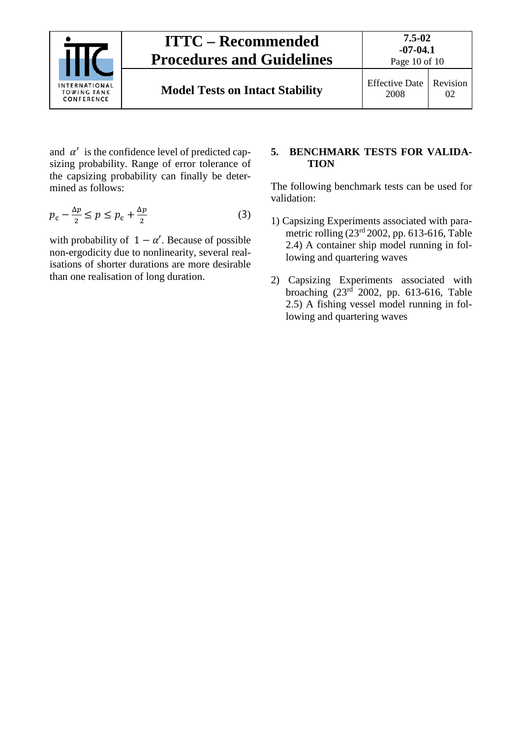and $\alpha'$ is the confidence level of predicted capsizing probability. Range of error tolerance of the capsizing probability can finally be determined as follows:

$$p_c - \frac{\Delta p}{2} \leq p \leq p_c + \frac{\Delta p}{2} \tag{3}$$

with probability of $1 - \alpha'$. Because of possible non-ergodicity due to nonlinearity, several realisations of shorter durations are more desirable than one realisation of long duration.

## 5. BENCHMARK TESTS FOR VALIDATION

The following benchmark tests can be used for validation:

1) Capsizing Experiments associated with parametric rolling (23rd 2002, pp. 613-616, Table 2.4) A container ship model running in following and quartering waves

2) Capsizing Experiments associated with broaching (23rd 2002, pp. 613-616, Table 2.5) A fishing vessel model running in following and quartering waves